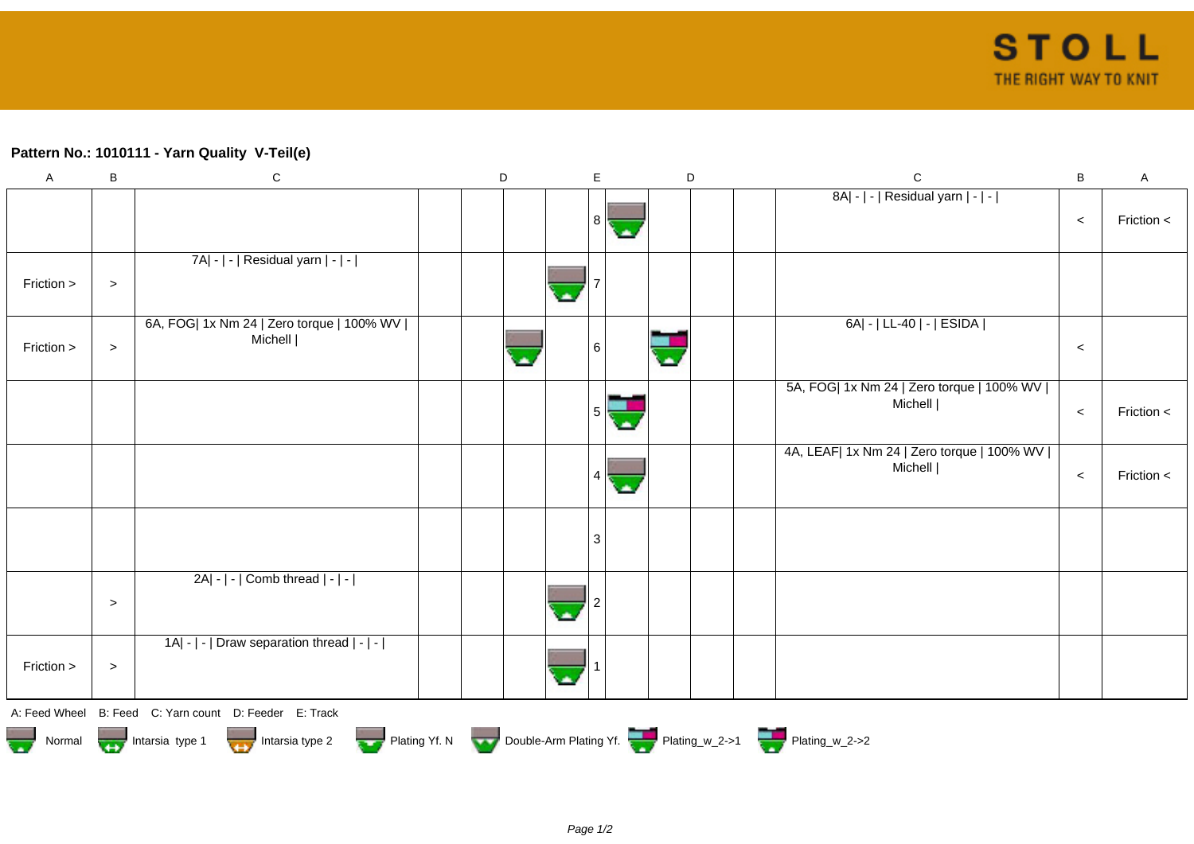**Pattern No.: 1010111 - Yarn Quality  V-Teil(e)**

| A | B | C | D | D | D | D | E | D | D | D | D | C | B | A |
|---|---|---|---|---|---|---|---|---|---|---|---|---|---|---|
| | | | | | | | 8 | | | | | 8A\| - \| - \| Residual yarn \| - \| - \| | < | Friction < |
| Friction > | > | 7A\| - \| - \| Residual yarn \| - \| - \| | | | | | 7 | | | | | | | |
| Friction > | > | 6A, FOG\| 1x Nm 24 \| Zero torque \| 100% WV \| Michell \| | | | | | 6 | | | | | 6A\| - \| LL-40 \| - \| ESIDA \| | < | |
| | | | | | | | 5 | | | | | 5A, FOG\| 1x Nm 24 \| Zero torque \| 100% WV \| Michell \| | < | Friction < |
| | | | | | | | 4 | | | | | 4A, LEAF\| 1x Nm 24 \| Zero torque \| 100% WV \| Michell \| | < | Friction < |
| | | | | | | | 3 | | | | | | | |
| | > | 2A\| - \| - \| Comb thread \| - \| - \| | | | | | 2 | | | | | | | |
| Friction > | > | 1A\| - \| - \| Draw separation thread \| - \| - \| | | | | | 1 | | | | | | | |

A: Feed Wheel   B: Feed   C: Yarn count   D: Feeder   E: Track

Normal   Intarsia type 1   Intarsia type 2   Plating Yf. N   Double-Arm Plating Yf.   Plating_w_2->1   Plating_w_2->2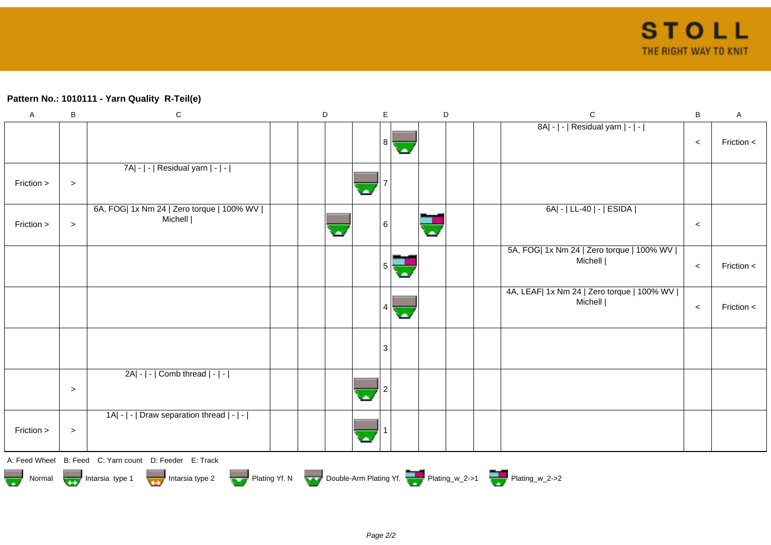**Pattern No.: 1010111 - Yarn Quality  R-Teil(e)**

| A | B | C | D | D | D | E | D | D | D | C | B | A |
|---|---|---|---|---|---|---|---|---|---|---|---|---|
| | | | | | | 8 | | | | 8A\| - \| - \| Residual yarn \| - \| - \| | < | Friction < |
| Friction > | > | 7A\| - \| - \| Residual yarn \| - \| - \| | | | | 7 | | | | | | |
| Friction > | > | 6A, FOG\| 1x Nm 24 \| Zero torque \| 100% WV \| Michell \| | | | | 6 | | | | 6A\| - \| LL-40 \| - \| ESIDA \| | < | |
| | | | | | | 5 | | | | 5A, FOG\| 1x Nm 24 \| Zero torque \| 100% WV \| Michell \| | < | Friction < |
| | | | | | | 4 | | | | 4A, LEAF\| 1x Nm 24 \| Zero torque \| 100% WV \| Michell \| | < | Friction < |
| | | | | | | 3 | | | | | | |
| | > | 2A\| - \| - \| Comb thread \| - \| - \| | | | | 2 | | | | | | |
| Friction > | > | 1A\| - \| - \| Draw separation thread \| - \| - \| | | | | 1 | | | | | | |

A: Feed Wheel  B: Feed  C: Yarn count  D: Feeder  E: Track

Normal   Intarsia type 1   Intarsia type 2   Plating Yf. N   Double-Arm Plating Yf.   Plating_w_2->1   Plating_w_2->2